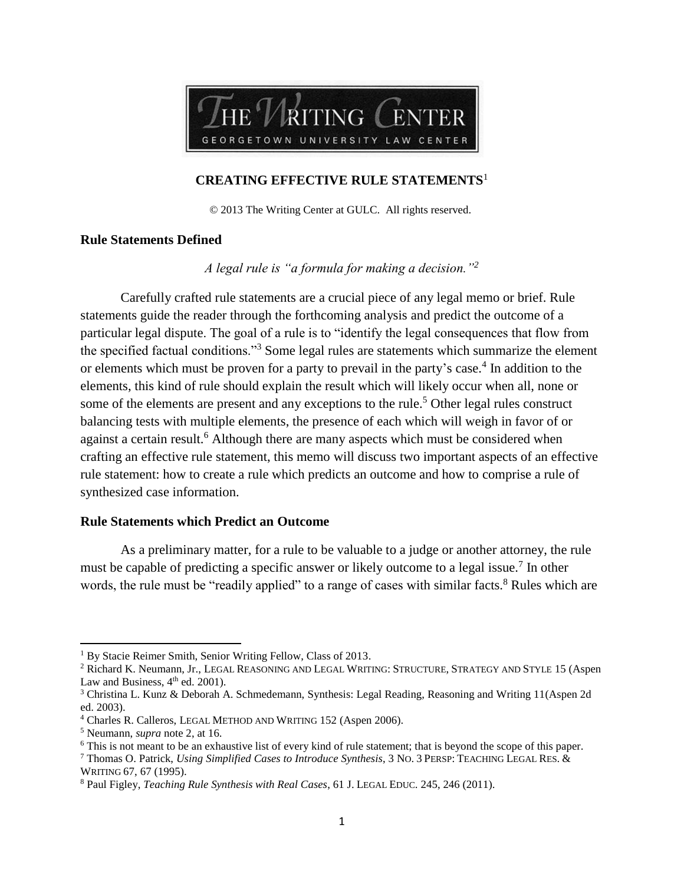THE WRITING CENTER
GEORGETOWN UNIVERSITY LAW CENTER

# CREATING EFFECTIVE RULE STATEMENTS[1]

© 2013 The Writing Center at GULC. All rights reserved.

## Rule Statements Defined

*A legal rule is "a formula for making a decision."[2]*

Carefully crafted rule statements are a crucial piece of any legal memo or brief. Rule statements guide the reader through the forthcoming analysis and predict the outcome of a particular legal dispute. The goal of a rule is to "identify the legal consequences that flow from the specified factual conditions."[3] Some legal rules are statements which summarize the element or elements which must be proven for a party to prevail in the party's case.[4] In addition to the elements, this kind of rule should explain the result which will likely occur when all, none or some of the elements are present and any exceptions to the rule.[5] Other legal rules construct balancing tests with multiple elements, the presence of each which will weigh in favor of or against a certain result.[6] Although there are many aspects which must be considered when crafting an effective rule statement, this memo will discuss two important aspects of an effective rule statement: how to create a rule which predicts an outcome and how to comprise a rule of synthesized case information.

## Rule Statements which Predict an Outcome

As a preliminary matter, for a rule to be valuable to a judge or another attorney, the rule must be capable of predicting a specific answer or likely outcome to a legal issue.[7] In other words, the rule must be "readily applied" to a range of cases with similar facts.[8] Rules which are

---

[1] By Stacie Reimer Smith, Senior Writing Fellow, Class of 2013.

[2] Richard K. Neumann, Jr., LEGAL REASONING AND LEGAL WRITING: STRUCTURE, STRATEGY AND STYLE 15 (Aspen Law and Business, 4th ed. 2001).

[3] Christina L. Kunz & Deborah A. Schmedemann, Synthesis: Legal Reading, Reasoning and Writing 11(Aspen 2d ed. 2003).

[4] Charles R. Calleros, LEGAL METHOD AND WRITING 152 (Aspen 2006).

[5] Neumann, *supra* note 2, at 16.

[6] This is not meant to be an exhaustive list of every kind of rule statement; that is beyond the scope of this paper.

[7] Thomas O. Patrick, *Using Simplified Cases to Introduce Synthesis*, 3 NO. 3 PERSP: TEACHING LEGAL RES. & WRITING 67, 67 (1995).

[8] Paul Figley, *Teaching Rule Synthesis with Real Cases*, 61 J. LEGAL EDUC. 245, 246 (2011).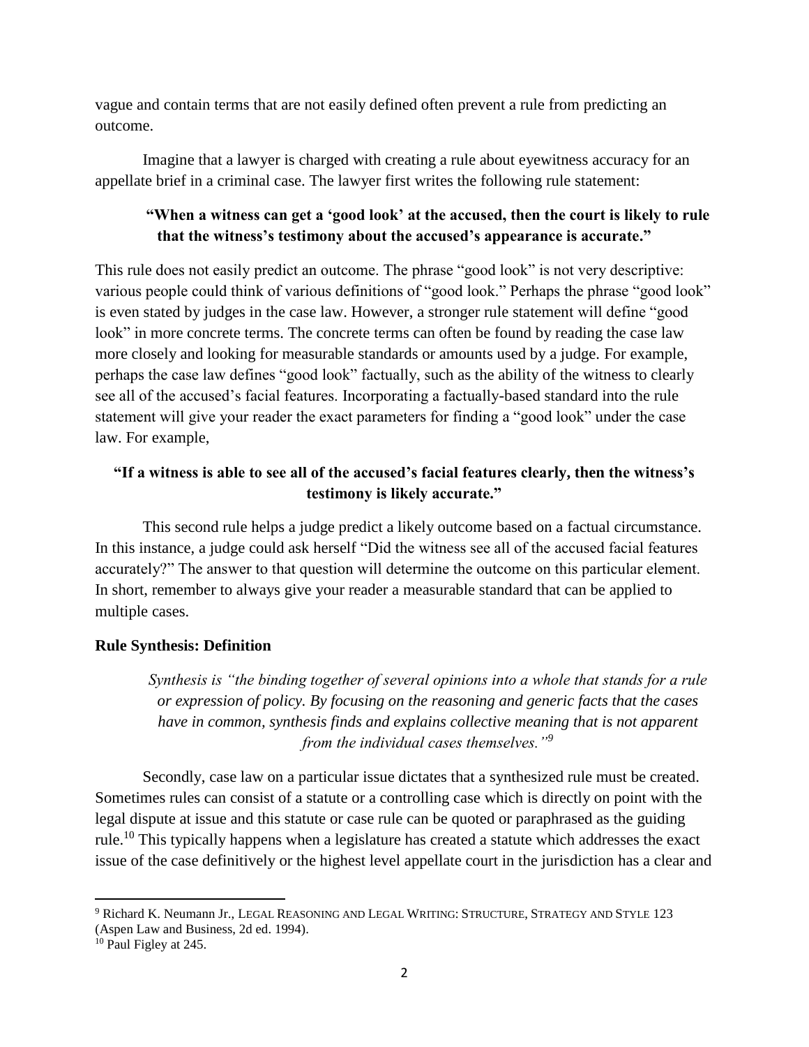vague and contain terms that are not easily defined often prevent a rule from predicting an outcome.

Imagine that a lawyer is charged with creating a rule about eyewitness accuracy for an appellate brief in a criminal case. The lawyer first writes the following rule statement:

**"When a witness can get a 'good look' at the accused, then the court is likely to rule that the witness's testimony about the accused's appearance is accurate."**

This rule does not easily predict an outcome. The phrase "good look" is not very descriptive: various people could think of various definitions of "good look." Perhaps the phrase "good look" is even stated by judges in the case law. However, a stronger rule statement will define "good look" in more concrete terms. The concrete terms can often be found by reading the case law more closely and looking for measurable standards or amounts used by a judge. For example, perhaps the case law defines "good look" factually, such as the ability of the witness to clearly see all of the accused's facial features. Incorporating a factually-based standard into the rule statement will give your reader the exact parameters for finding a "good look" under the case law. For example,

**"If a witness is able to see all of the accused's facial features clearly, then the witness's testimony is likely accurate."**

This second rule helps a judge predict a likely outcome based on a factual circumstance. In this instance, a judge could ask herself "Did the witness see all of the accused facial features accurately?" The answer to that question will determine the outcome on this particular element. In short, remember to always give your reader a measurable standard that can be applied to multiple cases.

**Rule Synthesis: Definition**

*Synthesis is "the binding together of several opinions into a whole that stands for a rule or expression of policy. By focusing on the reasoning and generic facts that the cases have in common, synthesis finds and explains collective meaning that is not apparent from the individual cases themselves."*[9]

Secondly, case law on a particular issue dictates that a synthesized rule must be created. Sometimes rules can consist of a statute or a controlling case which is directly on point with the legal dispute at issue and this statute or case rule can be quoted or paraphrased as the guiding rule.[10] This typically happens when a legislature has created a statute which addresses the exact issue of the case definitively or the highest level appellate court in the jurisdiction has a clear and

---

[9] Richard K. Neumann Jr., LEGAL REASONING AND LEGAL WRITING: STRUCTURE, STRATEGY AND STYLE 123 (Aspen Law and Business, 2d ed. 1994).

[10] Paul Figley at 245.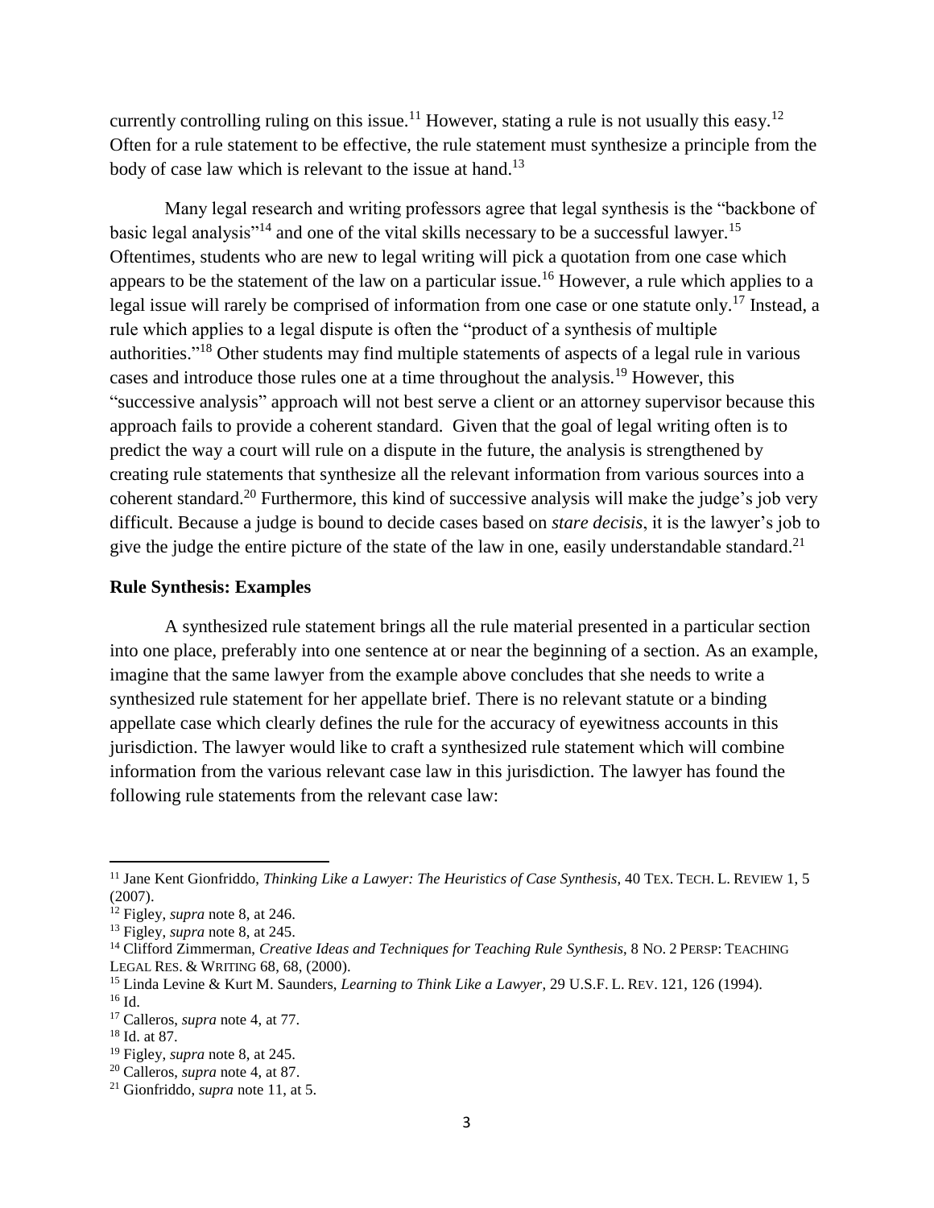currently controlling ruling on this issue.[11] However, stating a rule is not usually this easy.[12] Often for a rule statement to be effective, the rule statement must synthesize a principle from the body of case law which is relevant to the issue at hand.[13]

Many legal research and writing professors agree that legal synthesis is the "backbone of basic legal analysis"[14] and one of the vital skills necessary to be a successful lawyer.[15] Oftentimes, students who are new to legal writing will pick a quotation from one case which appears to be the statement of the law on a particular issue.[16] However, a rule which applies to a legal issue will rarely be comprised of information from one case or one statute only.[17] Instead, a rule which applies to a legal dispute is often the "product of a synthesis of multiple authorities."[18] Other students may find multiple statements of aspects of a legal rule in various cases and introduce those rules one at a time throughout the analysis.[19] However, this "successive analysis" approach will not best serve a client or an attorney supervisor because this approach fails to provide a coherent standard. Given that the goal of legal writing often is to predict the way a court will rule on a dispute in the future, the analysis is strengthened by creating rule statements that synthesize all the relevant information from various sources into a coherent standard.[20] Furthermore, this kind of successive analysis will make the judge's job very difficult. Because a judge is bound to decide cases based on *stare decisis*, it is the lawyer's job to give the judge the entire picture of the state of the law in one, easily understandable standard.[21]

**Rule Synthesis: Examples**

A synthesized rule statement brings all the rule material presented in a particular section into one place, preferably into one sentence at or near the beginning of a section. As an example, imagine that the same lawyer from the example above concludes that she needs to write a synthesized rule statement for her appellate brief. There is no relevant statute or a binding appellate case which clearly defines the rule for the accuracy of eyewitness accounts in this jurisdiction. The lawyer would like to craft a synthesized rule statement which will combine information from the various relevant case law in this jurisdiction. The lawyer has found the following rule statements from the relevant case law:

---

[11] Jane Kent Gionfriddo, *Thinking Like a Lawyer: The Heuristics of Case Synthesis*, 40 TEX. TECH. L. REVIEW 1, 5 (2007).

[12] Figley, *supra* note 8, at 246.

[13] Figley, *supra* note 8, at 245.

[14] Clifford Zimmerman, *Creative Ideas and Techniques for Teaching Rule Synthesis*, 8 NO. 2 PERSP: TEACHING LEGAL RES. & WRITING 68, 68, (2000).

[15] Linda Levine & Kurt M. Saunders, *Learning to Think Like a Lawyer*, 29 U.S.F. L. REV. 121, 126 (1994).

[16] Id.

[17] Calleros, *supra* note 4, at 77.

[18] Id. at 87.

[19] Figley, *supra* note 8, at 245.

[20] Calleros, *supra* note 4, at 87.

[21] Gionfriddo, *supra* note 11, at 5.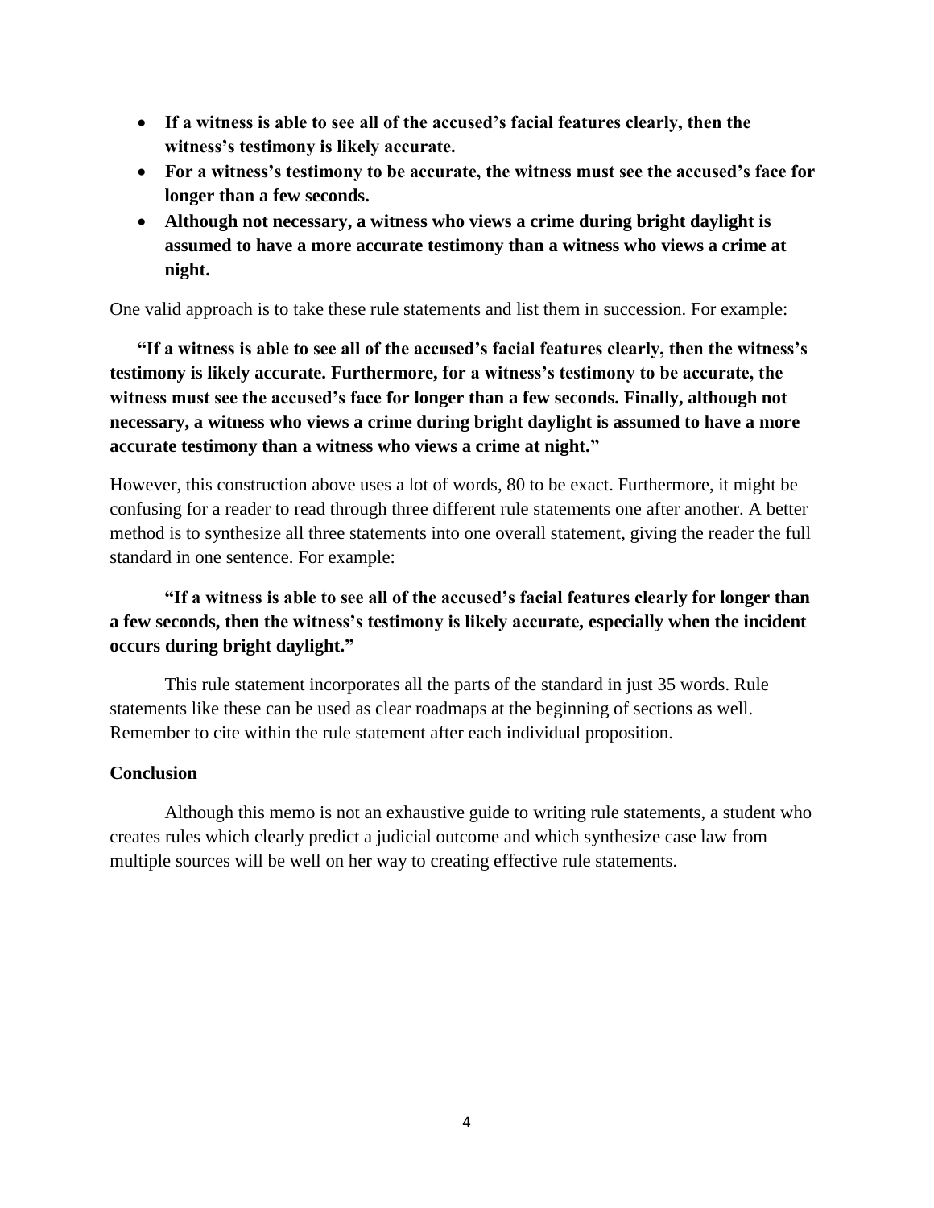- **If a witness is able to see all of the accused's facial features clearly, then the witness's testimony is likely accurate.**
- **For a witness's testimony to be accurate, the witness must see the accused's face for longer than a few seconds.**
- **Although not necessary, a witness who views a crime during bright daylight is assumed to have a more accurate testimony than a witness who views a crime at night.**

One valid approach is to take these rule statements and list them in succession. For example:

**"If a witness is able to see all of the accused's facial features clearly, then the witness's testimony is likely accurate. Furthermore, for a witness's testimony to be accurate, the witness must see the accused's face for longer than a few seconds. Finally, although not necessary, a witness who views a crime during bright daylight is assumed to have a more accurate testimony than a witness who views a crime at night."**

However, this construction above uses a lot of words, 80 to be exact. Furthermore, it might be confusing for a reader to read through three different rule statements one after another. A better method is to synthesize all three statements into one overall statement, giving the reader the full standard in one sentence. For example:

**"If a witness is able to see all of the accused's facial features clearly for longer than a few seconds, then the witness's testimony is likely accurate, especially when the incident occurs during bright daylight."**

This rule statement incorporates all the parts of the standard in just 35 words. Rule statements like these can be used as clear roadmaps at the beginning of sections as well. Remember to cite within the rule statement after each individual proposition.

**Conclusion**

Although this memo is not an exhaustive guide to writing rule statements, a student who creates rules which clearly predict a judicial outcome and which synthesize case law from multiple sources will be well on her way to creating effective rule statements.